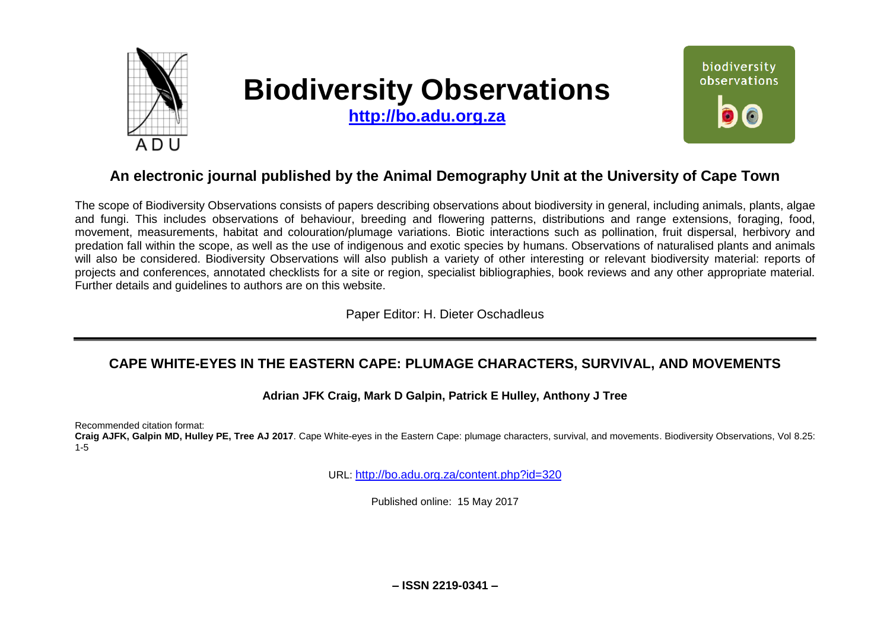# Biodiversity Observations

**http://bo.adu.org.za**

## An electronic journal published by the Animal Demography Unit at the University of Cape Town

The scope of Biodiversity Observations consists of papers describing observations about biodiversity in general, including animals, plants, algae and fungi. This includes observations of behaviour, breeding and flowering patterns, distributions and range extensions, foraging, food, movement, measurements, habitat and colouration/plumage variations. Biotic interactions such as pollination, fruit dispersal, herbivory and predation fall within the scope, as well as the use of indigenous and exotic species by humans. Observations of naturalised plants and animals will also be considered. Biodiversity Observations will also publish a variety of other interesting or relevant biodiversity material: reports of projects and conferences, annotated checklists for a site or region, specialist bibliographies, book reviews and any other appropriate material. Further details and guidelines to authors are on this website.

Paper Editor: H. Dieter Oschadleus

---

## CAPE WHITE-EYES IN THE EASTERN CAPE: PLUMAGE CHARACTERS, SURVIVAL, AND MOVEMENTS

**Adrian JFK Craig, Mark D Galpin, Patrick E Hulley, Anthony J Tree**

Recommended citation format:
**Craig AJFK, Galpin MD, Hulley PE, Tree AJ 2017**. Cape White-eyes in the Eastern Cape: plumage characters, survival, and movements. Biodiversity Observations, Vol 8.25: 1-5

URL: http://bo.adu.org.za/content.php?id=320

Published online: 15 May 2017

**– ISSN 2219-0341 –**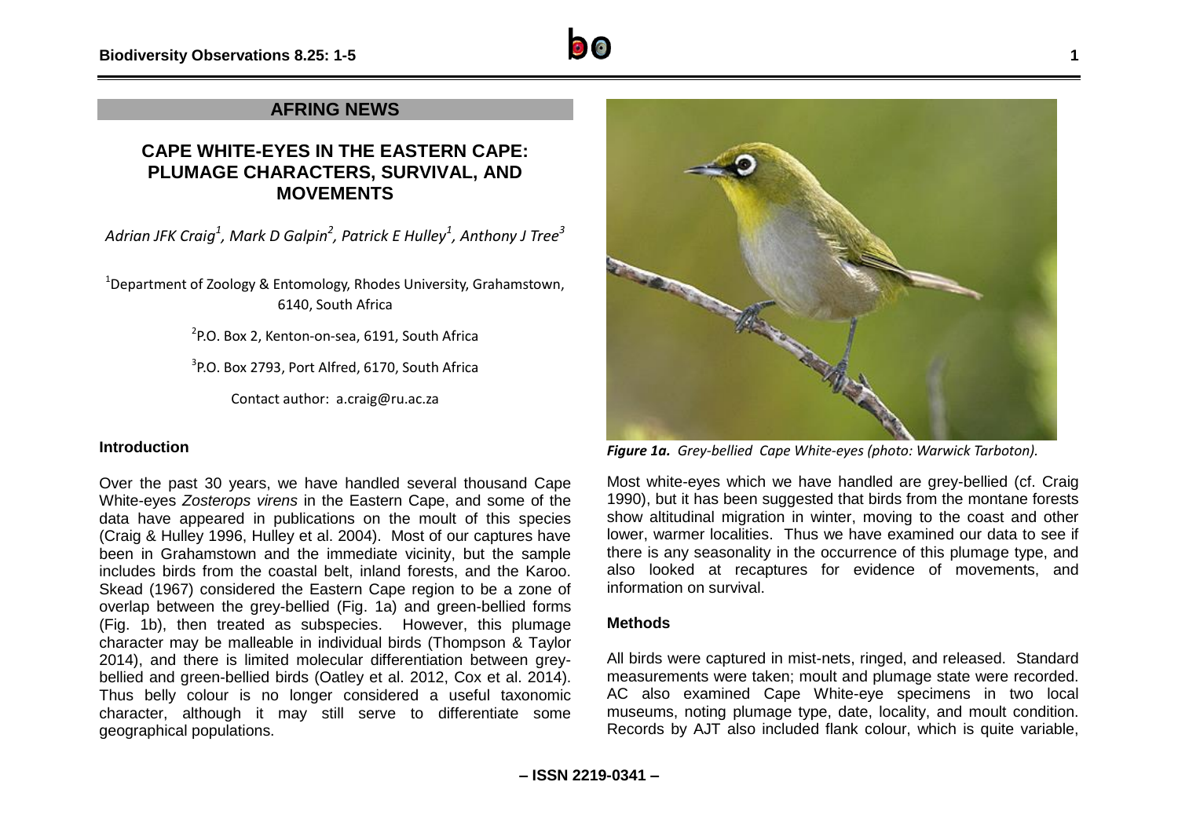## AFRING NEWS

# CAPE WHITE-EYES IN THE EASTERN CAPE: PLUMAGE CHARACTERS, SURVIVAL, AND MOVEMENTS

*Adrian JFK Craig[1], Mark D Galpin[2], Patrick E Hulley[1], Anthony J Tree[3]*

[1]Department of Zoology & Entomology, Rhodes University, Grahamstown, 6140, South Africa

[2]P.O. Box 2, Kenton-on-sea, 6191, South Africa

[3]P.O. Box 2793, Port Alfred, 6170, South Africa

Contact author: a.craig@ru.ac.za

### Introduction

Over the past 30 years, we have handled several thousand Cape White-eyes *Zosterops virens* in the Eastern Cape, and some of the data have appeared in publications on the moult of this species (Craig & Hulley 1996, Hulley et al. 2004). Most of our captures have been in Grahamstown and the immediate vicinity, but the sample includes birds from the coastal belt, inland forests, and the Karoo. Skead (1967) considered the Eastern Cape region to be a zone of overlap between the grey-bellied (Fig. 1a) and green-bellied forms (Fig. 1b), then treated as subspecies. However, this plumage character may be malleable in individual birds (Thompson & Taylor 2014), and there is limited molecular differentiation between grey-bellied and green-bellied birds (Oatley et al. 2012, Cox et al. 2014). Thus belly colour is no longer considered a useful taxonomic character, although it may still serve to differentiate some geographical populations.

***Figure 1a.*** *Grey-bellied Cape White-eyes (photo: Warwick Tarboton).*

Most white-eyes which we have handled are grey-bellied (cf. Craig 1990), but it has been suggested that birds from the montane forests show altitudinal migration in winter, moving to the coast and other lower, warmer localities. Thus we have examined our data to see if there is any seasonality in the occurrence of this plumage type, and also looked at recaptures for evidence of movements, and information on survival.

### Methods

All birds were captured in mist-nets, ringed, and released. Standard measurements were taken; moult and plumage state were recorded. AC also examined Cape White-eye specimens in two local museums, noting plumage type, date, locality, and moult condition. Records by AJT also included flank colour, which is quite variable,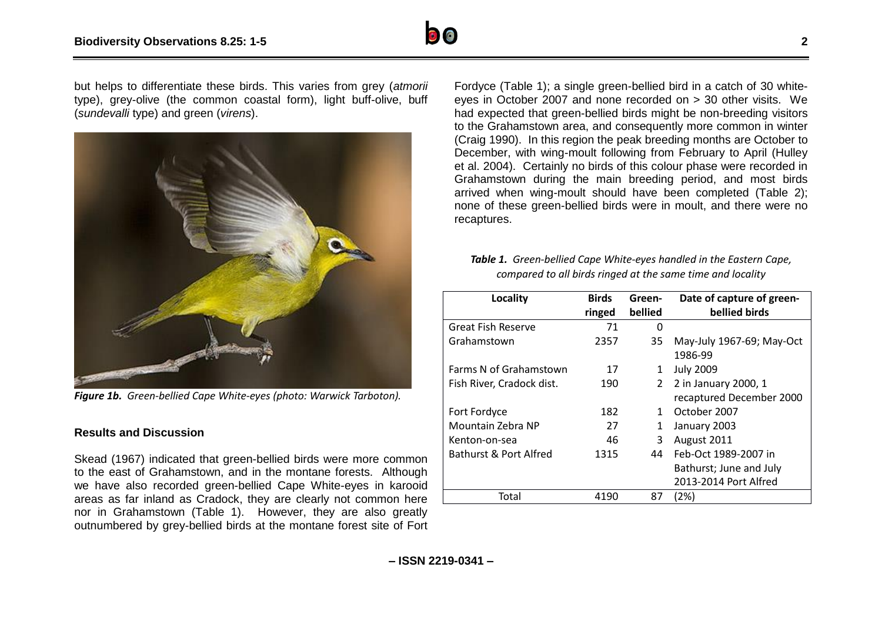but helps to differentiate these birds. This varies from grey (*atmorii* type), grey-olive (the common coastal form), light buff-olive, buff (*sundevalli* type) and green (*virens*).

***Figure 1b.*** *Green-bellied Cape White-eyes (photo: Warwick Tarboton).*

### Results and Discussion

Skead (1967) indicated that green-bellied birds were more common to the east of Grahamstown, and in the montane forests. Although we have also recorded green-bellied Cape White-eyes in karooid areas as far inland as Cradock, they are clearly not common here nor in Grahamstown (Table 1). However, they are also greatly outnumbered by grey-bellied birds at the montane forest site of Fort Fordyce (Table 1); a single green-bellied bird in a catch of 30 white-eyes in October 2007 and none recorded on > 30 other visits. We had expected that green-bellied birds might be non-breeding visitors to the Grahamstown area, and consequently more common in winter (Craig 1990). In this region the peak breeding months are October to December, with wing-moult following from February to April (Hulley et al. 2004). Certainly no birds of this colour phase were recorded in Grahamstown during the main breeding period, and most birds arrived when wing-moult should have been completed (Table 2); none of these green-bellied birds were in moult, and there were no recaptures.

***Table 1.*** *Green-bellied Cape White-eyes handled in the Eastern Cape, compared to all birds ringed at the same time and locality*

| Locality | Birds ringed | Green-bellied | Date of capture of green-bellied birds |
|---|---|---|---|
| Great Fish Reserve | 71 | 0 | |
| Grahamstown | 2357 | 35 | May-July 1967-69; May-Oct 1986-99 |
| Farms N of Grahamstown | 17 | 1 | July 2009 |
| Fish River, Cradock dist. | 190 | 2 | 2 in January 2000, 1 recaptured December 2000 |
| Fort Fordyce | 182 | 1 | October 2007 |
| Mountain Zebra NP | 27 | 1 | January 2003 |
| Kenton-on-sea | 46 | 3 | August 2011 |
| Bathurst & Port Alfred | 1315 | 44 | Feb-Oct 1989-2007 in Bathurst; June and July 2013-2014 Port Alfred |
| Total | 4190 | 87 | (2%) |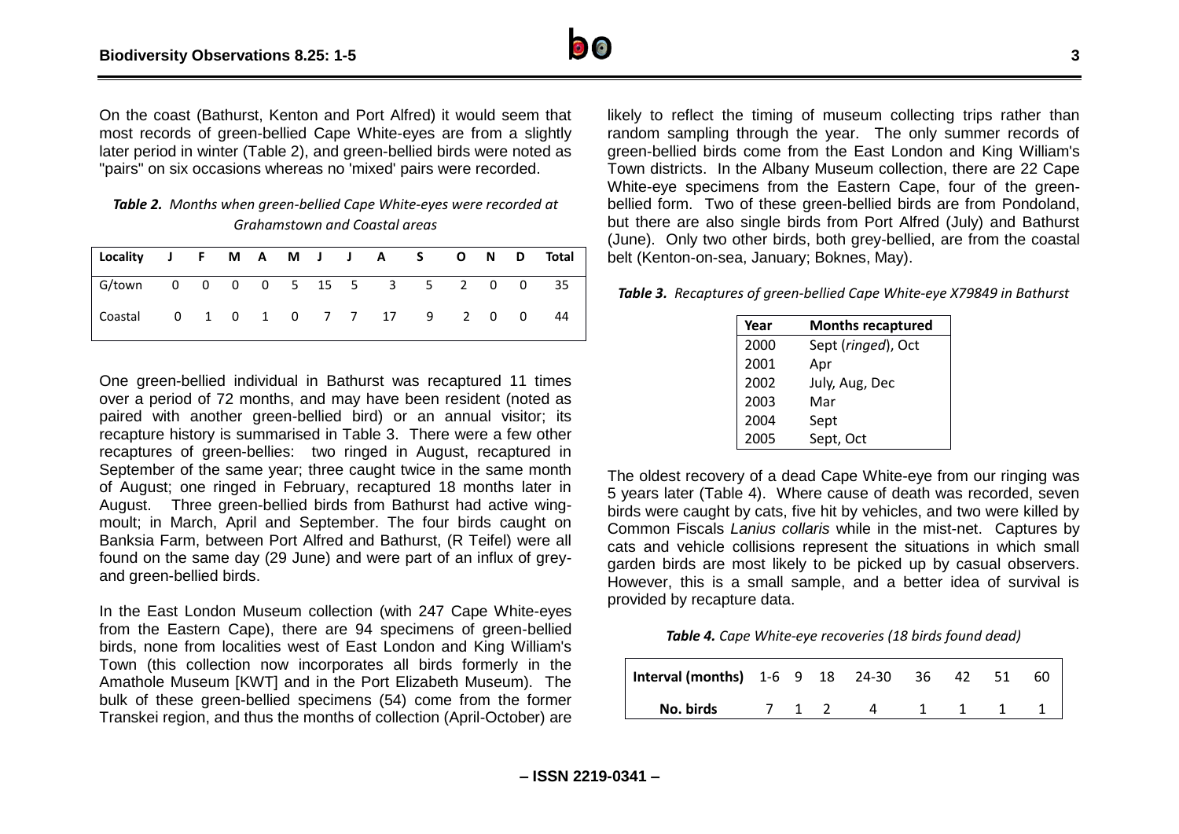On the coast (Bathurst, Kenton and Port Alfred) it would seem that most records of green-bellied Cape White-eyes are from a slightly later period in winter (Table 2), and green-bellied birds were noted as "pairs" on six occasions whereas no 'mixed' pairs were recorded.

***Table 2.** Months when green-bellied Cape White-eyes were recorded at Grahamstown and Coastal areas*

| Locality | J | F | M | A | M | J | J | A | S | O | N | D | Total |
|---|---|---|---|---|---|---|---|---|---|---|---|---|---|
| G/town | 0 | 0 | 0 | 0 | 5 | 15 | 5 | 3 | 5 | 2 | 0 | 0 | 35 |
| Coastal | 0 | 1 | 0 | 1 | 0 | 7 | 7 | 17 | 9 | 2 | 0 | 0 | 44 |

One green-bellied individual in Bathurst was recaptured 11 times over a period of 72 months, and may have been resident (noted as paired with another green-bellied bird) or an annual visitor; its recapture history is summarised in Table 3. There were a few other recaptures of green-bellies: two ringed in August, recaptured in September of the same year; three caught twice in the same month of August; one ringed in February, recaptured 18 months later in August. Three green-bellied birds from Bathurst had active wing-moult; in March, April and September. The four birds caught on Banksia Farm, between Port Alfred and Bathurst, (R Teifel) were all found on the same day (29 June) and were part of an influx of grey- and green-bellied birds.

In the East London Museum collection (with 247 Cape White-eyes from the Eastern Cape), there are 94 specimens of green-bellied birds, none from localities west of East London and King William's Town (this collection now incorporates all birds formerly in the Amathole Museum [KWT] and in the Port Elizabeth Museum). The bulk of these green-bellied specimens (54) come from the former Transkei region, and thus the months of collection (April-October) are likely to reflect the timing of museum collecting trips rather than random sampling through the year. The only summer records of green-bellied birds come from the East London and King William's Town districts. In the Albany Museum collection, there are 22 Cape White-eye specimens from the Eastern Cape, four of the green-bellied form. Two of these green-bellied birds are from Pondoland, but there are also single birds from Port Alfred (July) and Bathurst (June). Only two other birds, both grey-bellied, are from the coastal belt (Kenton-on-sea, January; Boknes, May).

***Table 3.** Recaptures of green-bellied Cape White-eye X79849 in Bathurst*

| Year | Months recaptured |
|---|---|
| 2000 | Sept (*ringed*), Oct |
| 2001 | Apr |
| 2002 | July, Aug, Dec |
| 2003 | Mar |
| 2004 | Sept |
| 2005 | Sept, Oct |

The oldest recovery of a dead Cape White-eye from our ringing was 5 years later (Table 4). Where cause of death was recorded, seven birds were caught by cats, five hit by vehicles, and two were killed by Common Fiscals *Lanius collaris* while in the mist-net. Captures by cats and vehicle collisions represent the situations in which small garden birds are most likely to be picked up by casual observers. However, this is a small sample, and a better idea of survival is provided by recapture data.

***Table 4.** Cape White-eye recoveries (18 birds found dead)*

| Interval (months) | 1-6 | 9 | 18 | 24-30 | 36 | 42 | 51 | 60 |
|---|---|---|---|---|---|---|---|---|
| No. birds | 7 | 1 | 2 | 4 | 1 | 1 | 1 | 1 |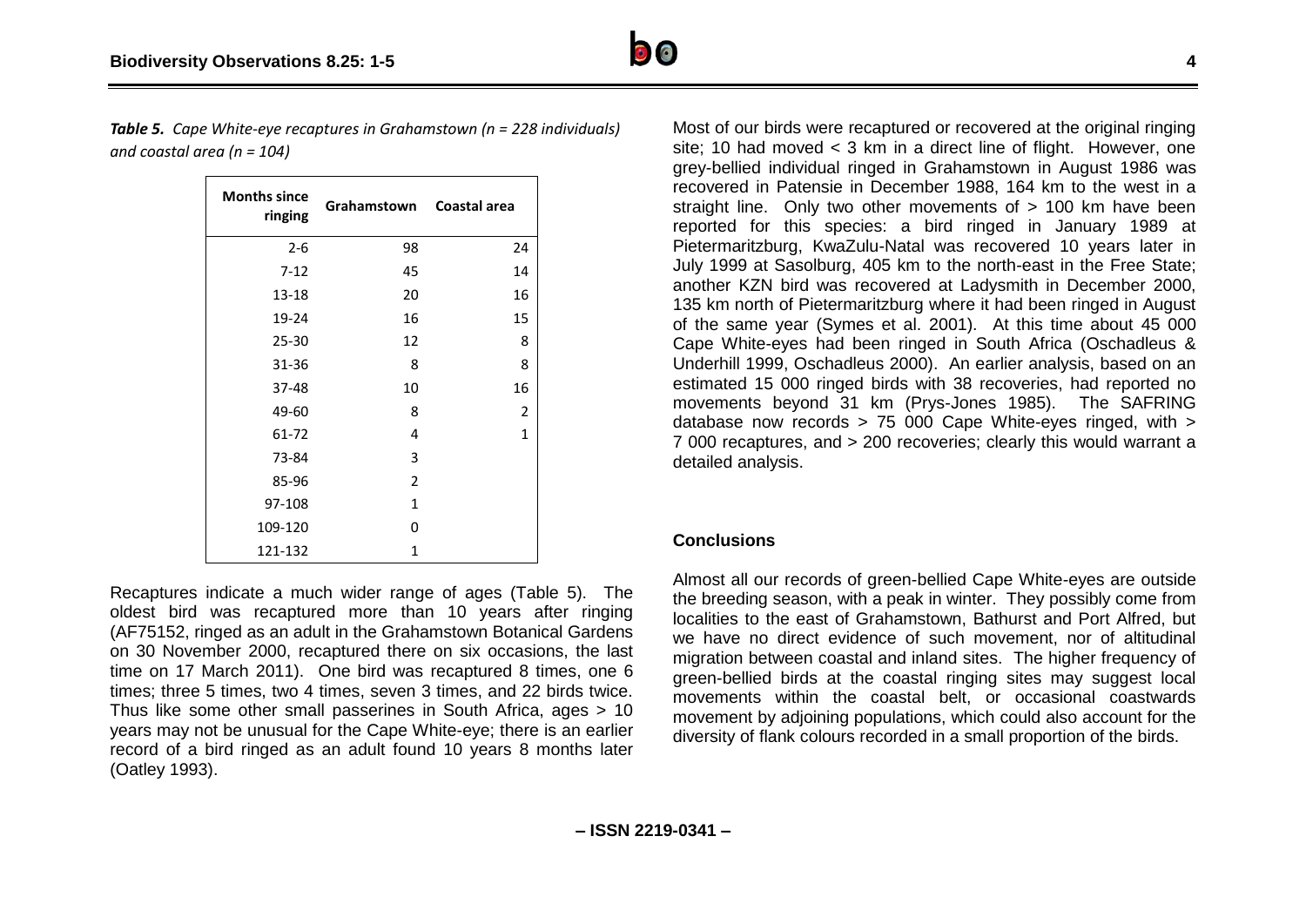***Table 5.*** *Cape White-eye recaptures in Grahamstown (n = 228 individuals) and coastal area (n = 104)*

| Months since ringing | Grahamstown | Coastal area |
|---|---|---|
| 2-6 | 98 | 24 |
| 7-12 | 45 | 14 |
| 13-18 | 20 | 16 |
| 19-24 | 16 | 15 |
| 25-30 | 12 | 8 |
| 31-36 | 8 | 8 |
| 37-48 | 10 | 16 |
| 49-60 | 8 | 2 |
| 61-72 | 4 | 1 |
| 73-84 | 3 | |
| 85-96 | 2 | |
| 97-108 | 1 | |
| 109-120 | 0 | |
| 121-132 | 1 | |

Recaptures indicate a much wider range of ages (Table 5). The oldest bird was recaptured more than 10 years after ringing (AF75152, ringed as an adult in the Grahamstown Botanical Gardens on 30 November 2000, recaptured there on six occasions, the last time on 17 March 2011). One bird was recaptured 8 times, one 6 times; three 5 times, two 4 times, seven 3 times, and 22 birds twice. Thus like some other small passerines in South Africa, ages > 10 years may not be unusual for the Cape White-eye; there is an earlier record of a bird ringed as an adult found 10 years 8 months later (Oatley 1993).

Most of our birds were recaptured or recovered at the original ringing site; 10 had moved < 3 km in a direct line of flight. However, one grey-bellied individual ringed in Grahamstown in August 1986 was recovered in Patensie in December 1988, 164 km to the west in a straight line. Only two other movements of > 100 km have been reported for this species: a bird ringed in January 1989 at Pietermaritzburg, KwaZulu-Natal was recovered 10 years later in July 1999 at Sasolburg, 405 km to the north-east in the Free State; another KZN bird was recovered at Ladysmith in December 2000, 135 km north of Pietermaritzburg where it had been ringed in August of the same year (Symes et al. 2001). At this time about 45 000 Cape White-eyes had been ringed in South Africa (Oschadleus & Underhill 1999, Oschadleus 2000). An earlier analysis, based on an estimated 15 000 ringed birds with 38 recoveries, had reported no movements beyond 31 km (Prys-Jones 1985). The SAFRING database now records > 75 000 Cape White-eyes ringed, with > 7 000 recaptures, and > 200 recoveries; clearly this would warrant a detailed analysis.

## Conclusions

Almost all our records of green-bellied Cape White-eyes are outside the breeding season, with a peak in winter. They possibly come from localities to the east of Grahamstown, Bathurst and Port Alfred, but we have no direct evidence of such movement, nor of altitudinal migration between coastal and inland sites. The higher frequency of green-bellied birds at the coastal ringing sites may suggest local movements within the coastal belt, or occasional coastwards movement by adjoining populations, which could also account for the diversity of flank colours recorded in a small proportion of the birds.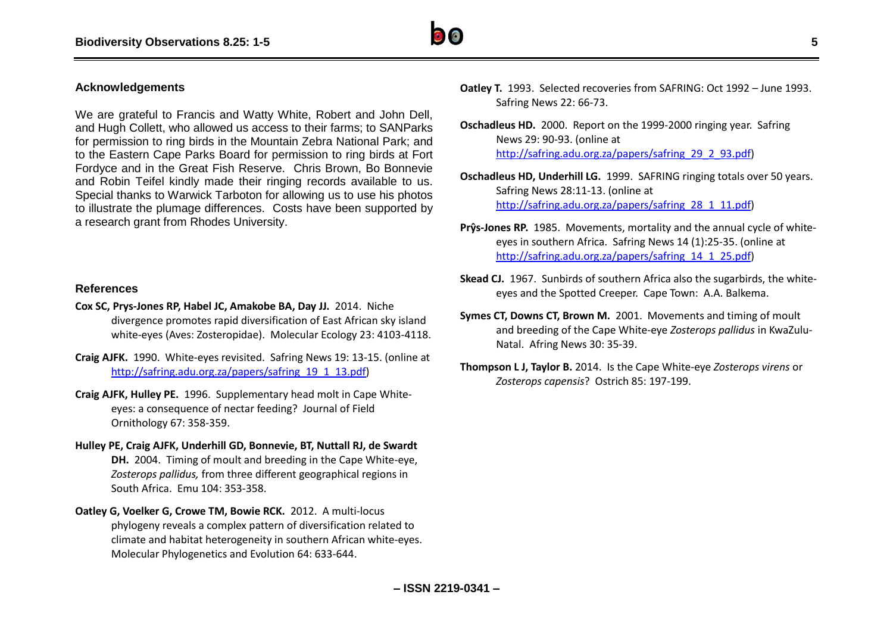## Acknowledgements

We are grateful to Francis and Watty White, Robert and John Dell, and Hugh Collett, who allowed us access to their farms; to SANParks for permission to ring birds in the Mountain Zebra National Park; and to the Eastern Cape Parks Board for permission to ring birds at Fort Fordyce and in the Great Fish Reserve. Chris Brown, Bo Bonnevie and Robin Teifel kindly made their ringing records available to us. Special thanks to Warwick Tarboton for allowing us to use his photos to illustrate the plumage differences. Costs have been supported by a research grant from Rhodes University.

## References

**Cox SC, Prys-Jones RP, Habel JC, Amakobe BA, Day JJ.** 2014. Niche divergence promotes rapid diversification of East African sky island white-eyes (Aves: Zosteropidae). Molecular Ecology 23: 4103-4118.

**Craig AJFK.** 1990. White-eyes revisited. Safring News 19: 13-15. (online at http://safring.adu.org.za/papers/safring_19_1_13.pdf)

**Craig AJFK, Hulley PE.** 1996. Supplementary head molt in Cape White-eyes: a consequence of nectar feeding? Journal of Field Ornithology 67: 358-359.

**Hulley PE, Craig AJFK, Underhill GD, Bonnevie, BT, Nuttall RJ, de Swardt DH.** 2004. Timing of moult and breeding in the Cape White-eye, *Zosterops pallidus,* from three different geographical regions in South Africa. Emu 104: 353-358.

**Oatley G, Voelker G, Crowe TM, Bowie RCK.** 2012. A multi-locus phylogeny reveals a complex pattern of diversification related to climate and habitat heterogeneity in southern African white-eyes. Molecular Phylogenetics and Evolution 64: 633-644.

**Oatley T.** 1993. Selected recoveries from SAFRING: Oct 1992 – June 1993. Safring News 22: 66-73.

**Oschadleus HD.** 2000. Report on the 1999-2000 ringing year. Safring News 29: 90-93. (online at http://safring.adu.org.za/papers/safring_29_2_93.pdf)

**Oschadleus HD, Underhill LG.** 1999. SAFRING ringing totals over 50 years. Safring News 28:11-13. (online at http://safring.adu.org.za/papers/safring_28_1_11.pdf)

**Prŷs-Jones RP.** 1985. Movements, mortality and the annual cycle of white-eyes in southern Africa. Safring News 14 (1):25-35. (online at http://safring.adu.org.za/papers/safring_14_1_25.pdf)

**Skead CJ.** 1967. Sunbirds of southern Africa also the sugarbirds, the white-eyes and the Spotted Creeper. Cape Town: A.A. Balkema.

**Symes CT, Downs CT, Brown M.** 2001. Movements and timing of moult and breeding of the Cape White-eye *Zosterops pallidus* in KwaZulu-Natal. Afring News 30: 35-39.

**Thompson L J, Taylor B.** 2014. Is the Cape White-eye *Zosterops virens* or *Zosterops capensis*? Ostrich 85: 197-199.